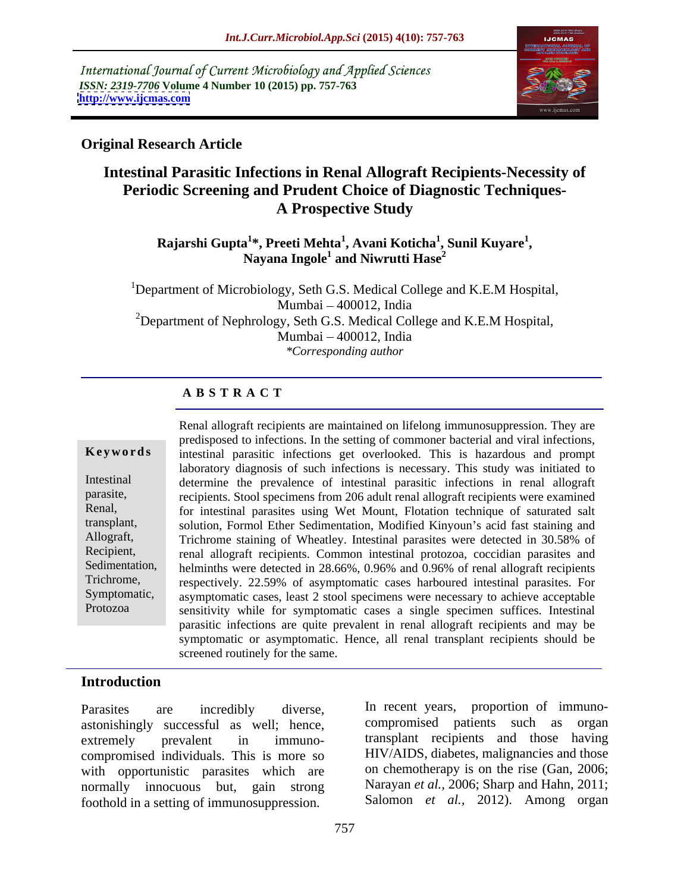International Journal of Current Microbiology and Applied Sciences
*ISSN: 2319-7706* **Volume 4 Number 10 (2015) pp. 757-763**
**http://www.ijcmas.com**

**Original Research Article**

# Intestinal Parasitic Infections in Renal Allograft Recipients-Necessity of Periodic Screening and Prudent Choice of Diagnostic Techniques- A Prospective Study

**Rajarshi Gupta[1]\*, Preeti Mehta[1], Avani Koticha[1], Sunil Kuyare[1], Nayana Ingole[1] and Niwrutti Hase[2]**

[1]Department of Microbiology, Seth G.S. Medical College and K.E.M Hospital, Mumbai – 400012, India
[2]Department of Nephrology, Seth G.S. Medical College and K.E.M Hospital, Mumbai – 400012, India
*\*Corresponding author*

## ABSTRACT

**Keywords**

Intestinal parasite, Renal, transplant, Allograft, Recipient, Sedimentation, Trichrome, Symptomatic, Protozoa

Renal allograft recipients are maintained on lifelong immunosuppression. They are predisposed to infections. In the setting of commoner bacterial and viral infections, intestinal parasitic infections get overlooked. This is hazardous and prompt laboratory diagnosis of such infections is necessary. This study was initiated to determine the prevalence of intestinal parasitic infections in renal allograft recipients. Stool specimens from 206 adult renal allograft recipients were examined for intestinal parasites using Wet Mount, Flotation technique of saturated salt solution, Formol Ether Sedimentation, Modified Kinyoun's acid fast staining and Trichrome staining of Wheatley. Intestinal parasites were detected in 30.58% of renal allograft recipients. Common intestinal protozoa, coccidian parasites and helminths were detected in 28.66%, 0.96% and 0.96% of renal allograft recipients respectively. 22.59% of asymptomatic cases harboured intestinal parasites. For asymptomatic cases, least 2 stool specimens were necessary to achieve acceptable sensitivity while for symptomatic cases a single specimen suffices. Intestinal parasitic infections are quite prevalent in renal allograft recipients and may be symptomatic or asymptomatic. Hence, all renal transplant recipients should be screened routinely for the same.

## Introduction

Parasites are incredibly diverse, astonishingly successful as well; hence, extremely prevalent in immuno-compromised individuals. This is more so with opportunistic parasites which are normally innocuous but, gain strong foothold in a setting of immunosuppression.

In recent years, proportion of immuno-compromised patients such as organ transplant recipients and those having HIV/AIDS, diabetes, malignancies and those on chemotherapy is on the rise (Gan, 2006; Narayan *et al.,* 2006; Sharp and Hahn, 2011; Salomon *et al.,* 2012). Among organ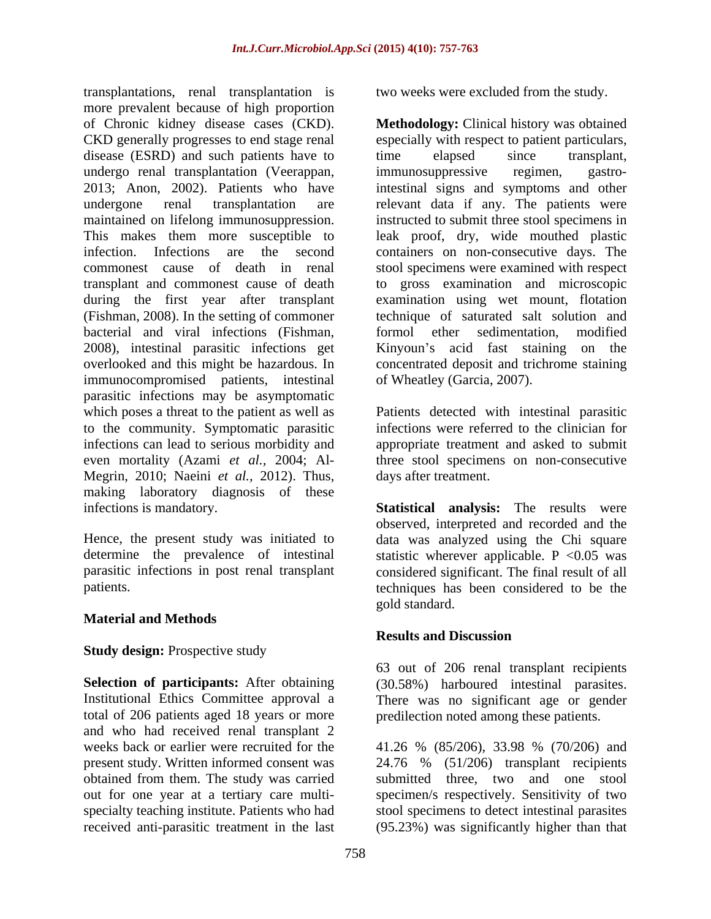transplantations, renal transplantation is more prevalent because of high proportion of Chronic kidney disease cases (CKD). CKD generally progresses to end stage renal disease (ESRD) and such patients have to undergo renal transplantation (Veerappan, 2013; Anon, 2002). Patients who have undergone renal transplantation are maintained on lifelong immunosuppression. This makes them more susceptible to infection. Infections are the second commonest cause of death in renal transplant and commonest cause of death during the first year after transplant (Fishman, 2008). In the setting of commoner bacterial and viral infections (Fishman, 2008), intestinal parasitic infections get overlooked and this might be hazardous. In immunocompromised patients, intestinal parasitic infections may be asymptomatic which poses a threat to the patient as well as to the community. Symptomatic parasitic infections can lead to serious morbidity and even mortality (Azami *et al.*, 2004; Al-Megrin, 2010; Naeini *et al.*, 2012). Thus, making laboratory diagnosis of these infections is mandatory.

Hence, the present study was initiated to determine the prevalence of intestinal parasitic infections in post renal transplant patients.

## Material and Methods

**Study design:** Prospective study

**Selection of participants:** After obtaining Institutional Ethics Committee approval a total of 206 patients aged 18 years or more and who had received renal transplant 2 weeks back or earlier were recruited for the present study. Written informed consent was obtained from them. The study was carried out for one year at a tertiary care multi-specialty teaching institute. Patients who had received anti-parasitic treatment in the last two weeks were excluded from the study.

**Methodology:** Clinical history was obtained especially with respect to patient particulars, time elapsed since transplant, immunosuppressive regimen, gastro-intestinal signs and symptoms and other relevant data if any. The patients were instructed to submit three stool specimens in leak proof, dry, wide mouthed plastic containers on non-consecutive days. The stool specimens were examined with respect to gross examination and microscopic examination using wet mount, flotation technique of saturated salt solution and formol ether sedimentation, modified Kinyoun's acid fast staining on the concentrated deposit and trichrome staining of Wheatley (Garcia, 2007).

Patients detected with intestinal parasitic infections were referred to the clinician for appropriate treatment and asked to submit three stool specimens on non-consecutive days after treatment.

**Statistical analysis:** The results were observed, interpreted and recorded and the data was analyzed using the Chi square statistic wherever applicable. $P < 0.05$ was considered significant. The final result of all techniques has been considered to be the gold standard.

## Results and Discussion

63 out of 206 renal transplant recipients (30.58%) harboured intestinal parasites. There was no significant age or gender predilection noted among these patients.

41.26 % (85/206), 33.98 % (70/206) and 24.76 % (51/206) transplant recipients submitted three, two and one stool specimen/s respectively. Sensitivity of two stool specimens to detect intestinal parasites (95.23%) was significantly higher than that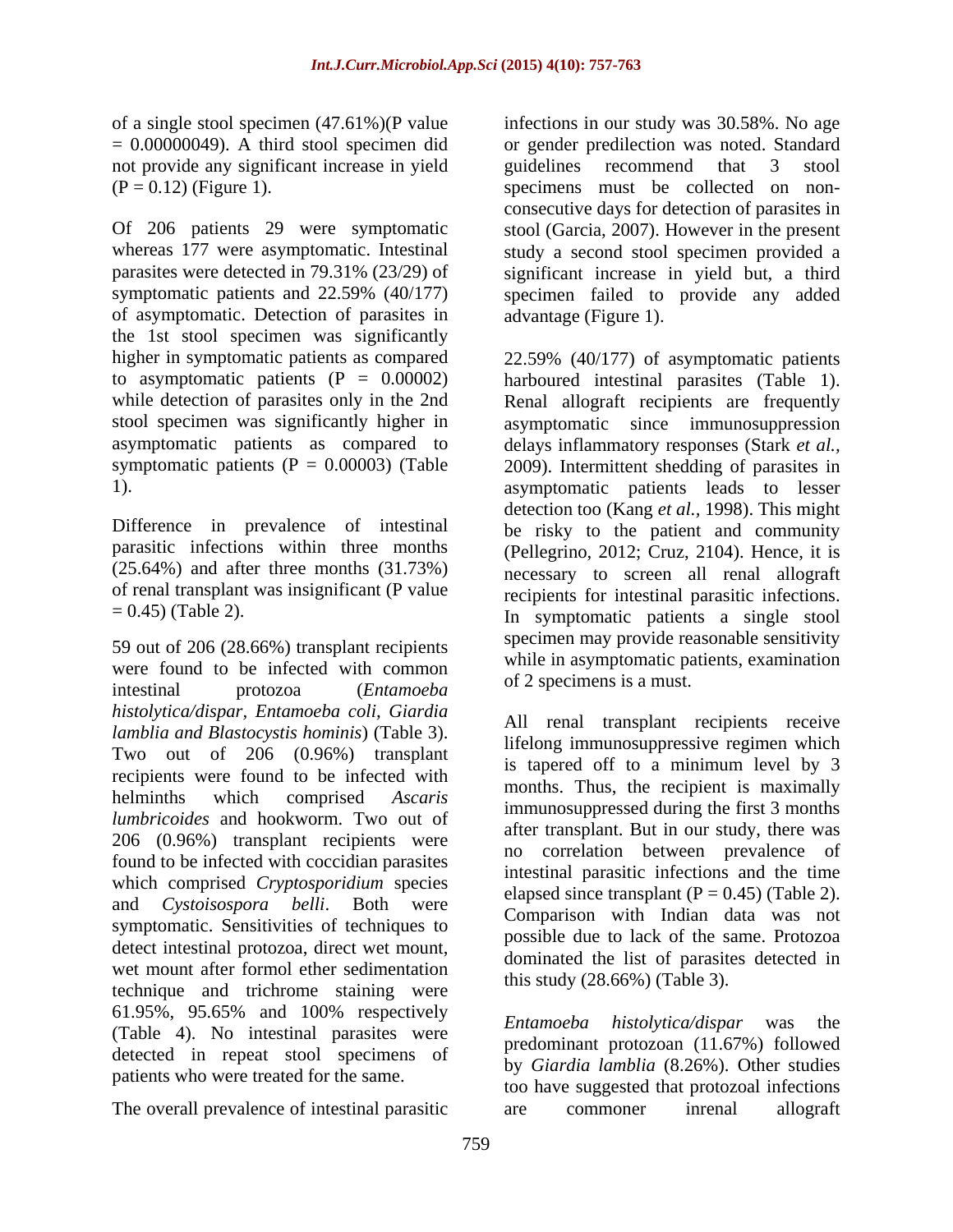of a single stool specimen (47.61%)(P value = 0.00000049). A third stool specimen did not provide any significant increase in yield (P = 0.12) (Figure 1).

Of 206 patients 29 were symptomatic whereas 177 were asymptomatic. Intestinal parasites were detected in 79.31% (23/29) of symptomatic patients and 22.59% (40/177) of asymptomatic. Detection of parasites in the 1st stool specimen was significantly higher in symptomatic patients as compared to asymptomatic patients (P = 0.00002) while detection of parasites only in the 2nd stool specimen was significantly higher in asymptomatic patients as compared to symptomatic patients (P = 0.00003) (Table 1).

Difference in prevalence of intestinal parasitic infections within three months (25.64%) and after three months (31.73%) of renal transplant was insignificant (P value = 0.45) (Table 2).

59 out of 206 (28.66%) transplant recipients were found to be infected with common intestinal protozoa (*Entamoeba histolytica/dispar, Entamoeba coli, Giardia lamblia and Blastocystis hominis*) (Table 3). Two out of 206 (0.96%) transplant recipients were found to be infected with helminths which comprised *Ascaris lumbricoides* and hookworm. Two out of 206 (0.96%) transplant recipients were found to be infected with coccidian parasites which comprised *Cryptosporidium* species and *Cystoisospora belli*. Both were symptomatic. Sensitivities of techniques to detect intestinal protozoa, direct wet mount, wet mount after formol ether sedimentation technique and trichrome staining were 61.95%, 95.65% and 100% respectively (Table 4). No intestinal parasites were detected in repeat stool specimens of patients who were treated for the same.

The overall prevalence of intestinal parasitic infections in our study was 30.58%. No age or gender predilection was noted. Standard guidelines recommend that 3 stool specimens must be collected on non-consecutive days for detection of parasites in stool (Garcia, 2007). However in the present study a second stool specimen provided a significant increase in yield but, a third specimen failed to provide any added advantage (Figure 1).

22.59% (40/177) of asymptomatic patients harboured intestinal parasites (Table 1). Renal allograft recipients are frequently asymptomatic since immunosuppression delays inflammatory responses (Stark *et al.*, 2009). Intermittent shedding of parasites in asymptomatic patients leads to lesser detection too (Kang *et al.*, 1998). This might be risky to the patient and community (Pellegrino, 2012; Cruz, 2104). Hence, it is necessary to screen all renal allograft recipients for intestinal parasitic infections. In symptomatic patients a single stool specimen may provide reasonable sensitivity while in asymptomatic patients, examination of 2 specimens is a must.

All renal transplant recipients receive lifelong immunosuppressive regimen which is tapered off to a minimum level by 3 months. Thus, the recipient is maximally immunosuppressed during the first 3 months after transplant. But in our study, there was no correlation between prevalence of intestinal parasitic infections and the time elapsed since transplant (P = 0.45) (Table 2). Comparison with Indian data was not possible due to lack of the same. Protozoa dominated the list of parasites detected in this study (28.66%) (Table 3).

*Entamoeba histolytica/dispar* was the predominant protozoan (11.67%) followed by *Giardia lamblia* (8.26%). Other studies too have suggested that protozoal infections are commoner inrenal allograft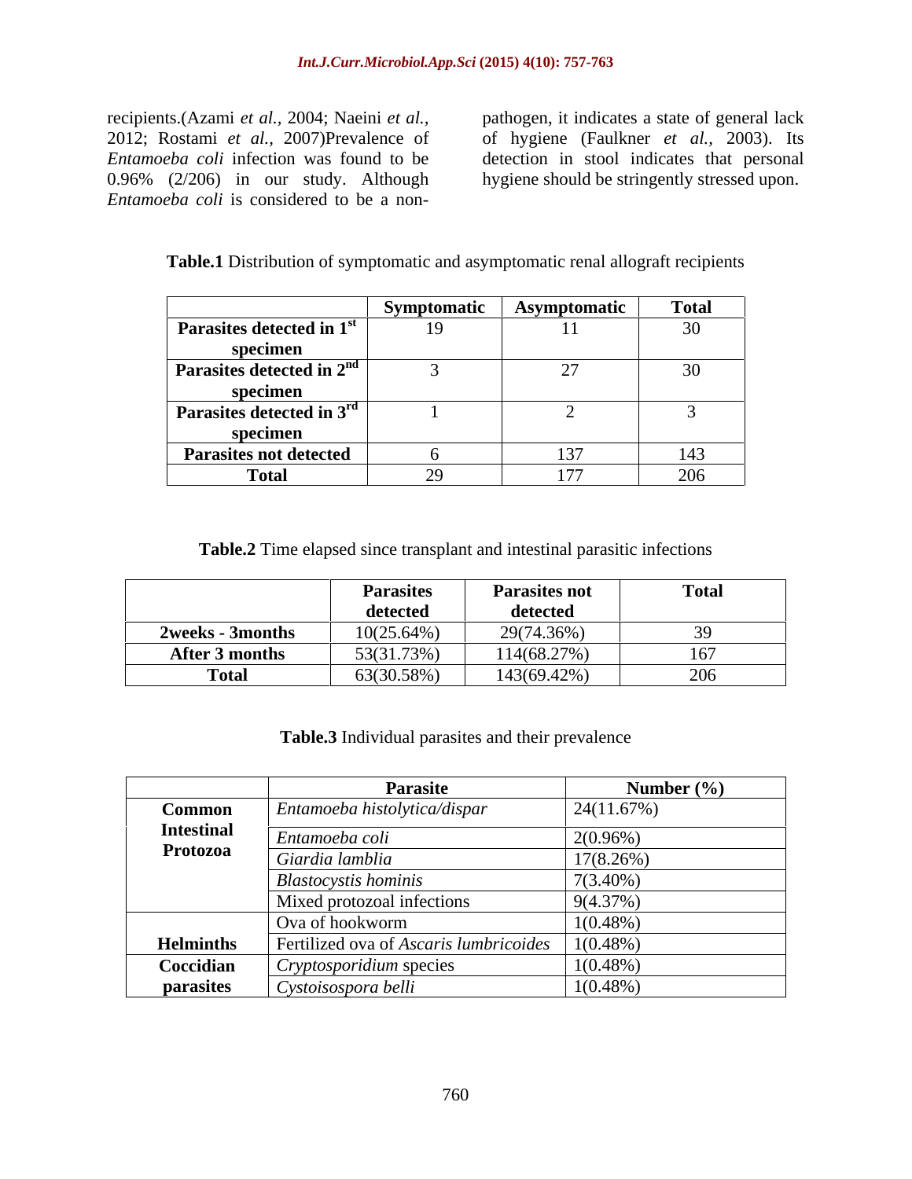recipients.(Azami *et al.*, 2004; Naeini *et al.*, 2012; Rostami *et al.*, 2007)Prevalence of *Entamoeba coli* infection was found to be 0.96% (2/206) in our study. Although *Entamoeba coli* is considered to be a non-pathogen, it indicates a state of general lack of hygiene (Faulkner *et al.*, 2003). Its detection in stool indicates that personal hygiene should be stringently stressed upon.

**Table.1** Distribution of symptomatic and asymptomatic renal allograft recipients

| | Symptomatic | Asymptomatic | Total |
|---|---|---|---|
| **Parasites detected in 1st specimen** | 19 | 11 | 30 |
| **Parasites detected in 2nd specimen** | 3 | 27 | 30 |
| **Parasites detected in 3rd specimen** | 1 | 2 | 3 |
| **Parasites not detected** | 6 | 137 | 143 |
| **Total** | 29 | 177 | 206 |

**Table.2** Time elapsed since transplant and intestinal parasitic infections

| | Parasites detected | Parasites not detected | Total |
|---|---|---|---|
| **2weeks - 3months** | 10(25.64%) | 29(74.36%) | 39 |
| **After 3 months** | 53(31.73%) | 114(68.27%) | 167 |
| **Total** | 63(30.58%) | 143(69.42%) | 206 |

**Table.3** Individual parasites and their prevalence

| | Parasite | Number (%) |
|---|---|---|
| **Common Intestinal Protozoa** | *Entamoeba histolytica/dispar* | 24(11.67%) |
| | *Entamoeba coli* | 2(0.96%) |
| | *Giardia lamblia* | 17(8.26%) |
| | *Blastocystis hominis* | 7(3.40%) |
| | Mixed protozoal infections | 9(4.37%) |
| **Helminths** | Ova of hookworm | 1(0.48%) |
| | Fertilized ova of *Ascaris lumbricoides* | 1(0.48%) |
| **Coccidian parasites** | *Cryptosporidium* species | 1(0.48%) |
| | *Cystoisospora belli* | 1(0.48%) |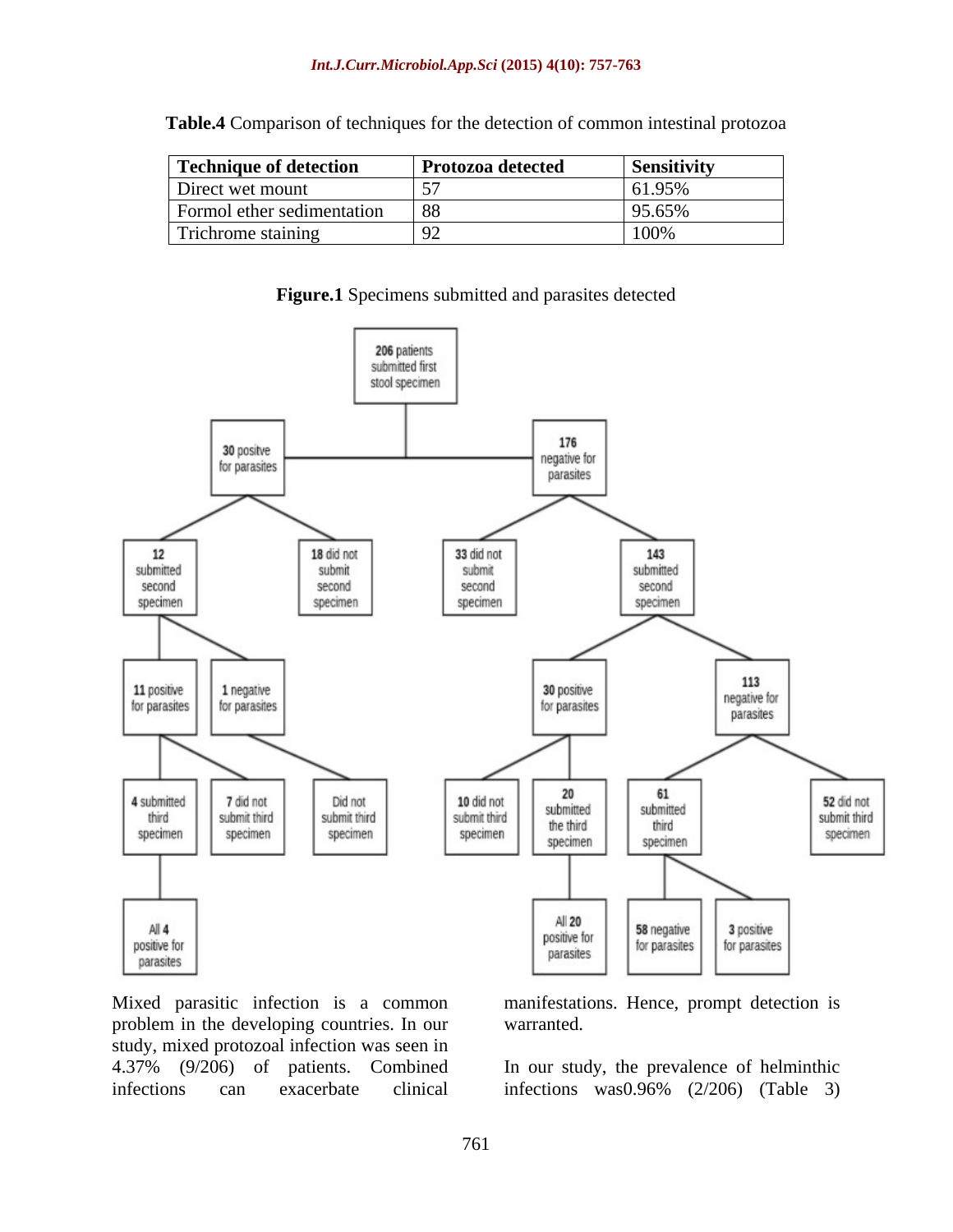**Table.4** Comparison of techniques for the detection of common intestinal protozoa

| Technique of detection | Protozoa detected | Sensitivity |
|---|---|---|
| Direct wet mount | 57 | 61.95% |
| Formol ether sedimentation | 88 | 95.65% |
| Trichrome staining | 92 | 100% |

**Figure.1** Specimens submitted and parasites detected

206 patients submitted first stool specimen
- 30 positive for parasites
  - 12 submitted second specimen
    - 11 positive for parasites
      - 4 submitted third specimen
        - All 4 positive for parasites
      - 7 did not submit third specimen
    - 1 negative for parasites
      - Did not submit third specimen
  - 18 did not submit second specimen
- 176 negative for parasites
  - 33 did not submit second specimen
  - 143 submitted second specimen
    - 30 positive for parasites
      - 10 did not submit third specimen
      - 20 submitted the third specimen
        - All 20 positive for parasites
    - 113 negative for parasites
      - 61 submitted third specimen
        - 58 negative for parasites
        - 3 positive for parasites
      - 52 did not submit third specimen

Mixed parasitic infection is a common problem in the developing countries. In our study, mixed protozoal infection was seen in 4.37% (9/206) of patients. Combined infections can exacerbate clinical manifestations. Hence, prompt detection is warranted.

In our study, the prevalence of helminthic infections was0.96% (2/206) (Table 3)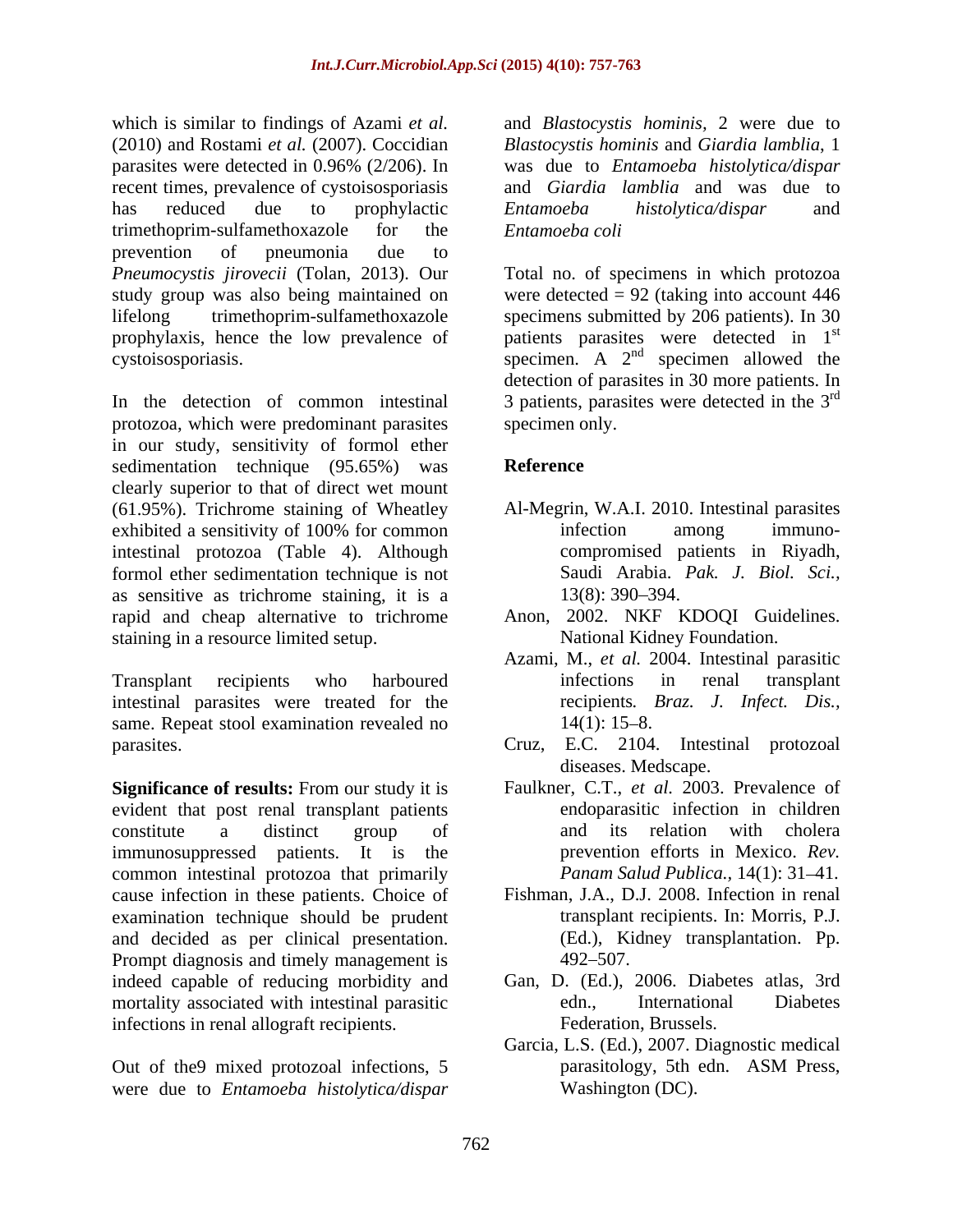which is similar to findings of Azami *et al.* (2010) and Rostami *et al.* (2007). Coccidian parasites were detected in 0.96% (2/206). In recent times, prevalence of cystoisosporiasis has reduced due to prophylactic trimethoprim-sulfamethoxazole for the prevention of pneumonia due to *Pneumocystis jirovecii* (Tolan, 2013). Our study group was also being maintained on lifelong trimethoprim-sulfamethoxazole prophylaxis, hence the low prevalence of cystoisosporiasis.

In the detection of common intestinal protozoa, which were predominant parasites in our study, sensitivity of formol ether sedimentation technique (95.65%) was clearly superior to that of direct wet mount (61.95%). Trichrome staining of Wheatley exhibited a sensitivity of 100% for common intestinal protozoa (Table 4). Although formol ether sedimentation technique is not as sensitive as trichrome staining, it is a rapid and cheap alternative to trichrome staining in a resource limited setup.

Transplant recipients who harboured intestinal parasites were treated for the same. Repeat stool examination revealed no parasites.

**Significance of results:** From our study it is evident that post renal transplant patients constitute a distinct group of immunosuppressed patients. It is the common intestinal protozoa that primarily cause infection in these patients. Choice of examination technique should be prudent and decided as per clinical presentation. Prompt diagnosis and timely management is indeed capable of reducing morbidity and mortality associated with intestinal parasitic infections in renal allograft recipients.

Out of the9 mixed protozoal infections, 5 were due to *Entamoeba histolytica/dispar* and *Blastocystis hominis*, 2 were due to *Blastocystis hominis* and *Giardia lamblia*, 1 was due to *Entamoeba histolytica/dispar* and *Giardia lamblia* and was due to *Entamoeba histolytica/dispar* and *Entamoeba coli*

Total no. of specimens in which protozoa were detected = 92 (taking into account 446 specimens submitted by 206 patients). In 30 patients parasites were detected in 1st specimen. A 2nd specimen allowed the detection of parasites in 30 more patients. In 3 patients, parasites were detected in the 3rd specimen only.

## Reference

Al-Megrin, W.A.I. 2010. Intestinal parasites infection among immuno-compromised patients in Riyadh, Saudi Arabia. *Pak. J. Biol. Sci.,* 13(8): 390–394.

Anon, 2002. NKF KDOQI Guidelines. National Kidney Foundation.

Azami, M., *et al.* 2004. Intestinal parasitic infections in renal transplant recipients*. Braz. J. Infect. Dis.,* 14(1): 15–8.

Cruz, E.C. 2104. Intestinal protozoal diseases. Medscape.

Faulkner, C.T., *et al.* 2003. Prevalence of endoparasitic infection in children and its relation with cholera prevention efforts in Mexico. *Rev. Panam Salud Publica.,* 14(1): 31–41.

Fishman, J.A., D.J. 2008. Infection in renal transplant recipients. In: Morris, P.J. (Ed.), Kidney transplantation. Pp. 492–507.

Gan, D. (Ed.), 2006. Diabetes atlas, 3rd edn., International Diabetes Federation, Brussels.

Garcia, L.S. (Ed.), 2007. Diagnostic medical parasitology, 5th edn. ASM Press, Washington (DC).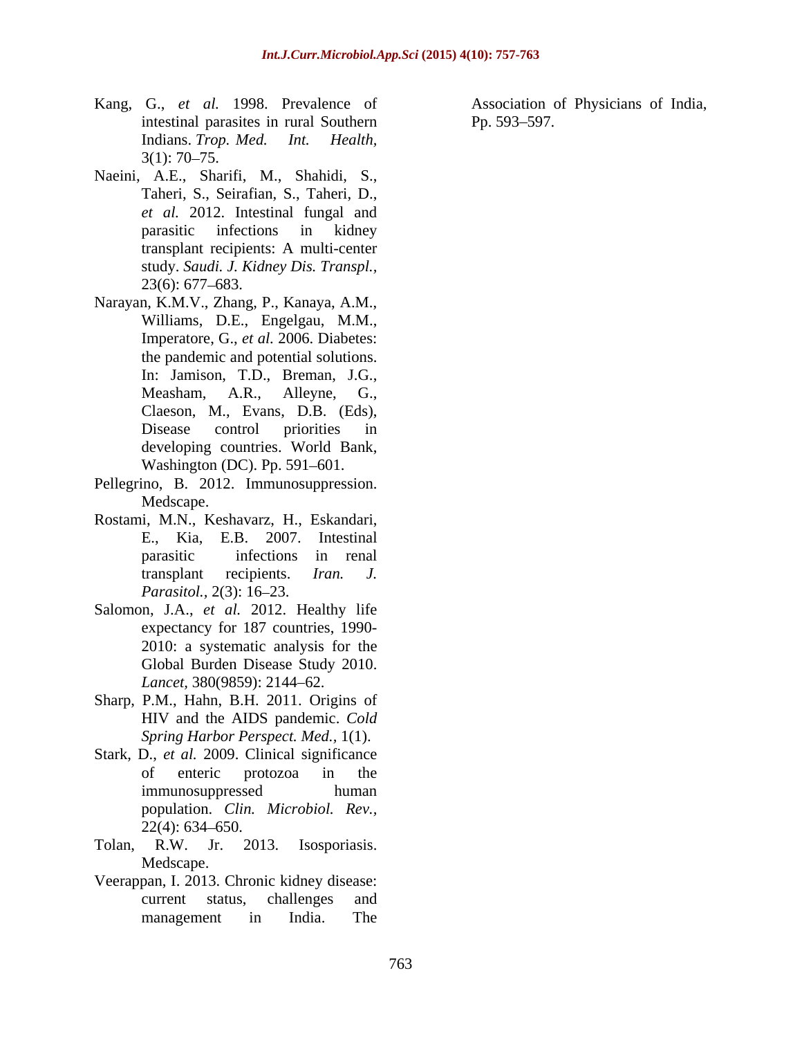Kang, G., *et al.* 1998. Prevalence of intestinal parasites in rural Southern Indians. *Trop. Med. Int. Health,* 3(1): 70–75.

Naeini, A.E., Sharifi, M., Shahidi, S., Taheri, S., Seirafian, S., Taheri, D., *et al.* 2012. Intestinal fungal and parasitic infections in kidney transplant recipients: A multi-center study. *Saudi. J. Kidney Dis. Transpl.,* 23(6): 677–683.

Narayan, K.M.V., Zhang, P., Kanaya, A.M., Williams, D.E., Engelgau, M.M., Imperatore, G., *et al.* 2006. Diabetes: the pandemic and potential solutions. In: Jamison, T.D., Breman, J.G., Measham, A.R., Alleyne, G., Claeson, M., Evans, D.B. (Eds), Disease control priorities in developing countries. World Bank, Washington (DC). Pp. 591–601.

Pellegrino, B. 2012. Immunosuppression. Medscape.

Rostami, M.N., Keshavarz, H., Eskandari, E., Kia, E.B. 2007. Intestinal parasitic infections in renal transplant recipients. *Iran. J. Parasitol.,* 2(3): 16–23.

Salomon, J.A., *et al.* 2012. Healthy life expectancy for 187 countries, 1990-2010: a systematic analysis for the Global Burden Disease Study 2010. *Lancet,* 380(9859): 2144–62.

Sharp, P.M., Hahn, B.H. 2011. Origins of HIV and the AIDS pandemic. *Cold Spring Harbor Perspect. Med.,* 1(1).

Stark, D., *et al.* 2009. Clinical significance of enteric protozoa in the immunosuppressed human population. *Clin. Microbiol. Rev.,* 22(4): 634–650.

Tolan, R.W. Jr. 2013. Isosporiasis. Medscape.

Veerappan, I. 2013. Chronic kidney disease: current status, challenges and management in India. The Association of Physicians of India, Pp. 593–597.